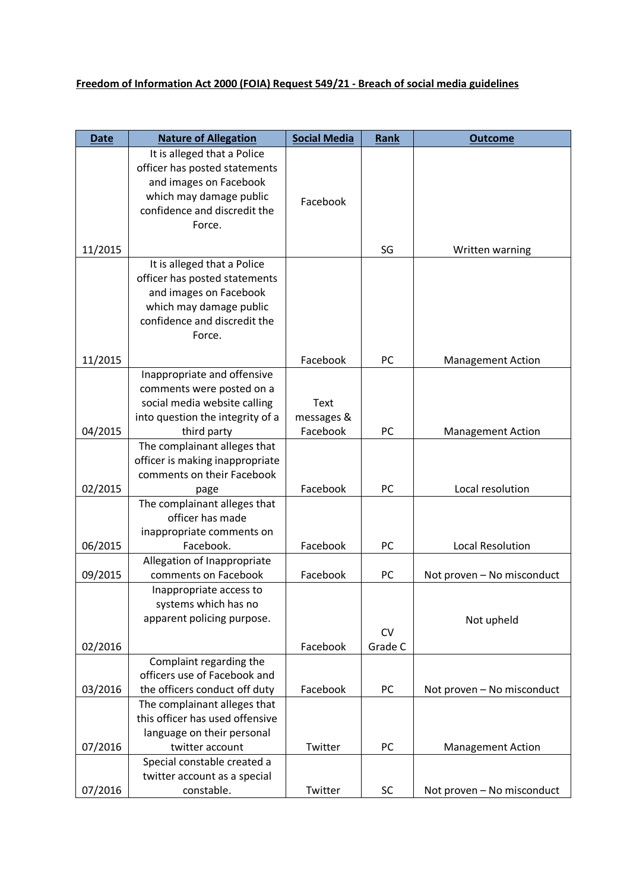**Freedom of Information Act 2000 (FOIA) Request 549/21 - Breach of social media guidelines**

| Date | Nature of Allegation | Social Media | Rank | Outcome |
|---|---|---|---|---|
| 11/2015 | It is alleged that a Police officer has posted statements and images on Facebook which may damage public confidence and discredit the Force. | Facebook | SG | Written warning |
| 11/2015 | It is alleged that a Police officer has posted statements and images on Facebook which may damage public confidence and discredit the Force. | Facebook | PC | Management Action |
| 04/2015 | Inappropriate and offensive comments were posted on a social media website calling into question the integrity of a third party | Text messages & Facebook | PC | Management Action |
| 02/2015 | The complainant alleges that officer is making inappropriate comments on their Facebook page | Facebook | PC | Local resolution |
| 06/2015 | The complainant alleges that officer has made inappropriate comments on Facebook. | Facebook | PC | Local Resolution |
| 09/2015 | Allegation of Inappropriate comments on Facebook | Facebook | PC | Not proven – No misconduct |
| 02/2016 | Inappropriate access to systems which has no apparent policing purpose. | Facebook | CV Grade C | Not upheld |
| 03/2016 | Complaint regarding the officers use of Facebook and the officers conduct off duty | Facebook | PC | Not proven – No misconduct |
| 07/2016 | The complainant alleges that this officer has used offensive language on their personal twitter account | Twitter | PC | Management Action |
| 07/2016 | Special constable created a twitter account as a special constable. | Twitter | SC | Not proven – No misconduct |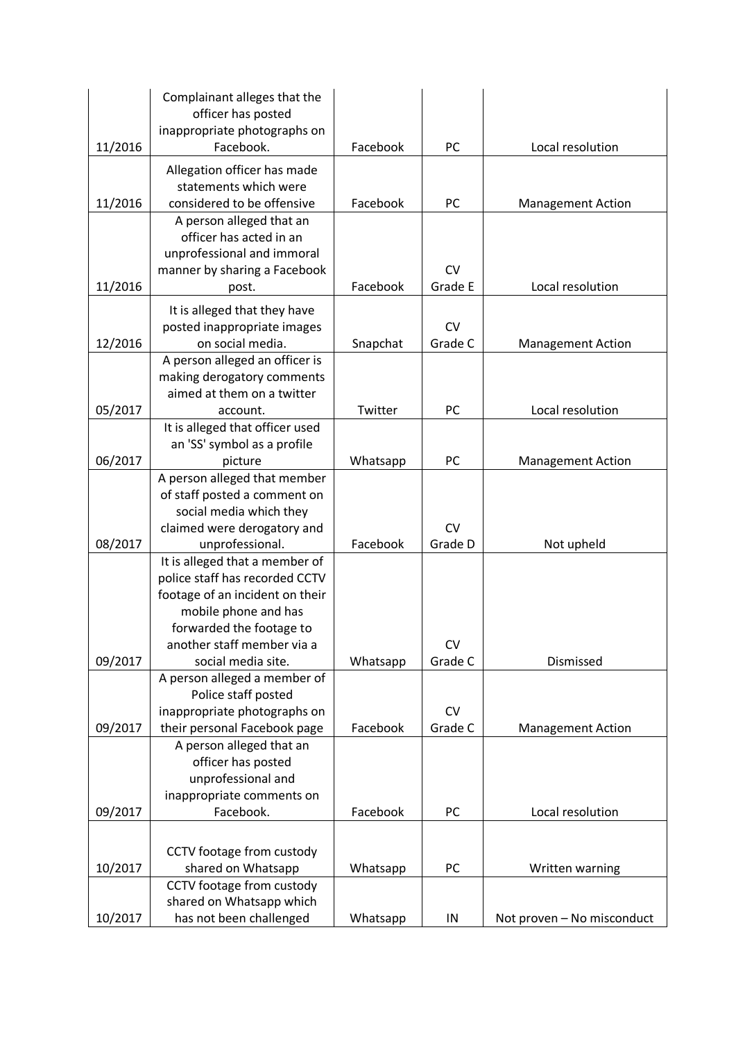| | | | | |
|---|---|---|---|---|
| 11/2016 | Complainant alleges that the officer has posted inappropriate photographs on Facebook. | Facebook | PC | Local resolution |
| 11/2016 | Allegation officer has made statements which were considered to be offensive | Facebook | PC | Management Action |
| 11/2016 | A person alleged that an officer has acted in an unprofessional and immoral manner by sharing a Facebook post. | Facebook | CV Grade E | Local resolution |
| 12/2016 | It is alleged that they have posted inappropriate images on social media. | Snapchat | CV Grade C | Management Action |
| 05/2017 | A person alleged an officer is making derogatory comments aimed at them on a twitter account. | Twitter | PC | Local resolution |
| 06/2017 | It is alleged that officer used an 'SS' symbol as a profile picture | Whatsapp | PC | Management Action |
| 08/2017 | A person alleged that member of staff posted a comment on social media which they claimed were derogatory and unprofessional. | Facebook | CV Grade D | Not upheld |
| 09/2017 | It is alleged that a member of police staff has recorded CCTV footage of an incident on their mobile phone and has forwarded the footage to another staff member via a social media site. | Whatsapp | CV Grade C | Dismissed |
| 09/2017 | A person alleged a member of Police staff posted inappropriate photographs on their personal Facebook page | Facebook | CV Grade C | Management Action |
| 09/2017 | A person alleged that an officer has posted unprofessional and inappropriate comments on Facebook. | Facebook | PC | Local resolution |
| 10/2017 | CCTV footage from custody shared on Whatsapp | Whatsapp | PC | Written warning |
| 10/2017 | CCTV footage from custody shared on Whatsapp which has not been challenged | Whatsapp | IN | Not proven – No misconduct |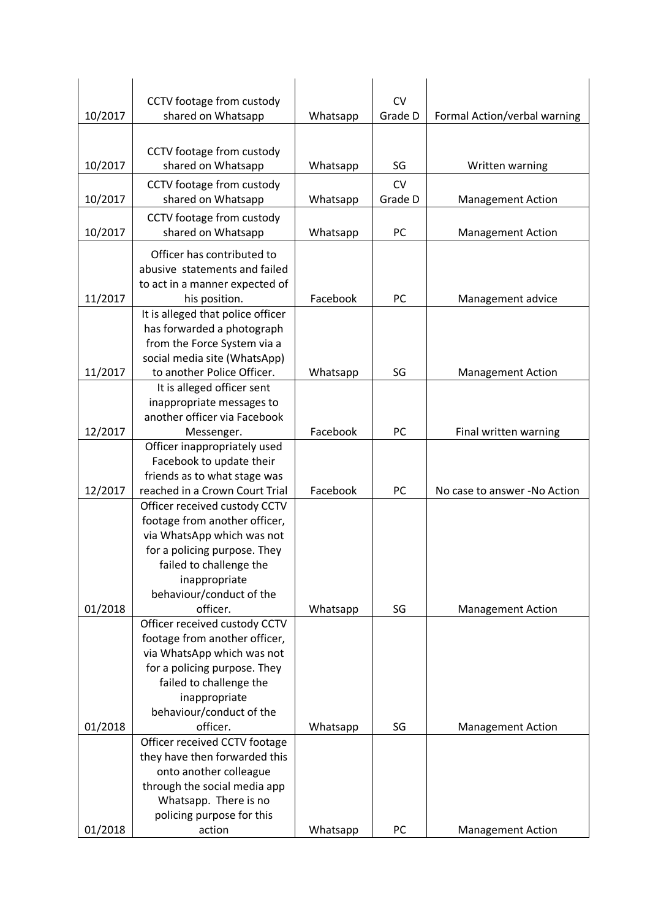| | | | | |
|---|---|---|---|---|
| 10/2017 | CCTV footage from custody shared on Whatsapp | Whatsapp | CV Grade D | Formal Action/verbal warning |
| 10/2017 | CCTV footage from custody shared on Whatsapp | Whatsapp | SG | Written warning |
| 10/2017 | CCTV footage from custody shared on Whatsapp | Whatsapp | CV Grade D | Management Action |
| 10/2017 | CCTV footage from custody shared on Whatsapp | Whatsapp | PC | Management Action |
| 11/2017 | Officer has contributed to abusive statements and failed to act in a manner expected of his position. | Facebook | PC | Management advice |
| 11/2017 | It is alleged that police officer has forwarded a photograph from the Force System via a social media site (WhatsApp) to another Police Officer. | Whatsapp | SG | Management Action |
| 12/2017 | It is alleged officer sent inappropriate messages to another officer via Facebook Messenger. | Facebook | PC | Final written warning |
| 12/2017 | Officer inappropriately used Facebook to update their friends as to what stage was reached in a Crown Court Trial | Facebook | PC | No case to answer -No Action |
| 01/2018 | Officer received custody CCTV footage from another officer, via WhatsApp which was not for a policing purpose. They failed to challenge the inappropriate behaviour/conduct of the officer. | Whatsapp | SG | Management Action |
| 01/2018 | Officer received custody CCTV footage from another officer, via WhatsApp which was not for a policing purpose. They failed to challenge the inappropriate behaviour/conduct of the officer. | Whatsapp | SG | Management Action |
| 01/2018 | Officer received CCTV footage they have then forwarded this onto another colleague through the social media app Whatsapp. There is no policing purpose for this action | Whatsapp | PC | Management Action |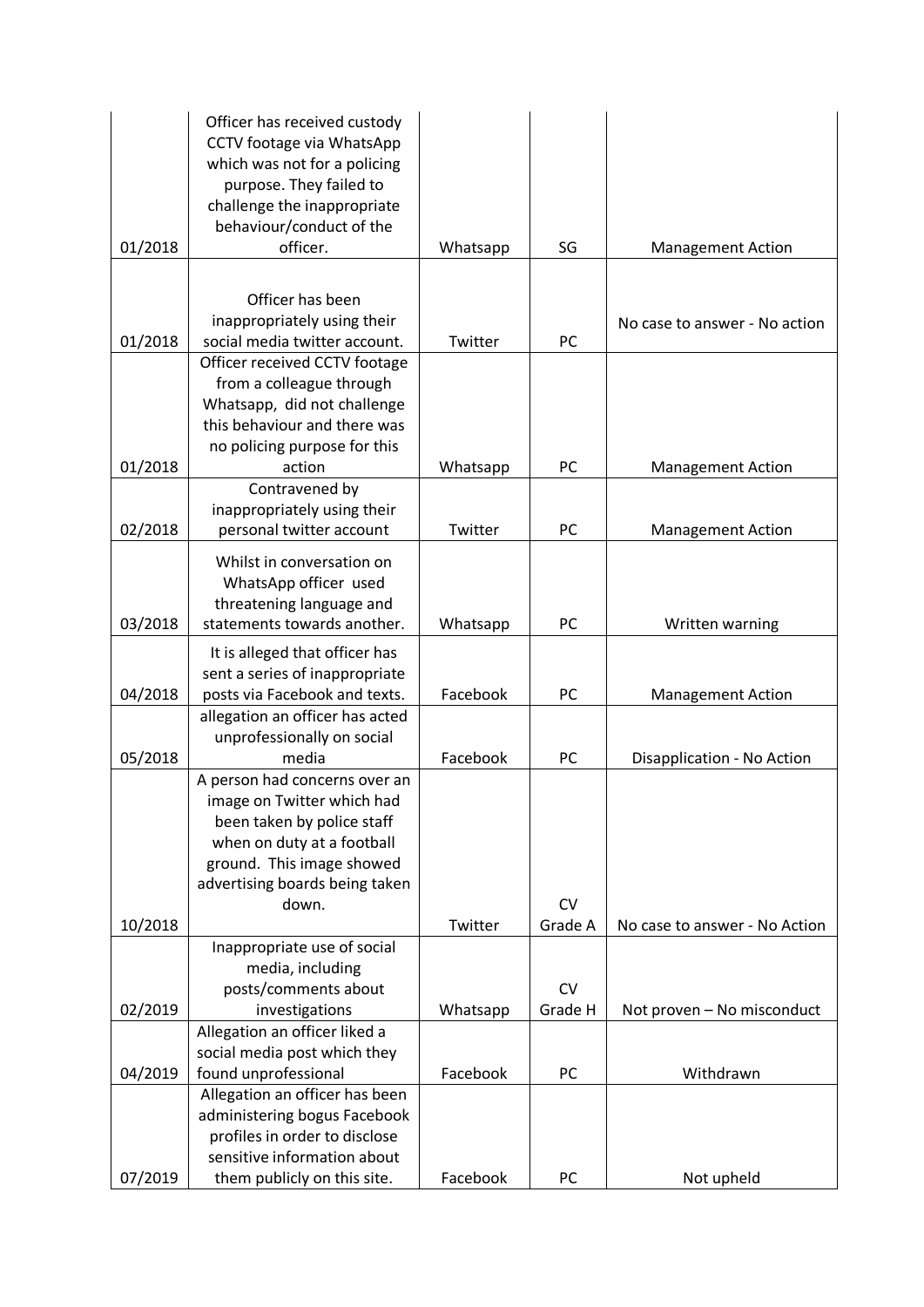| | | | | |
|---|---|---|---|---|
| 01/2018 | Officer has received custody CCTV footage via WhatsApp which was not for a policing purpose. They failed to challenge the inappropriate behaviour/conduct of the officer. | Whatsapp | SG | Management Action |
| 01/2018 | Officer has been inappropriately using their social media twitter account. | Twitter | PC | No case to answer - No action |
| 01/2018 | Officer received CCTV footage from a colleague through Whatsapp, did not challenge this behaviour and there was no policing purpose for this action | Whatsapp | PC | Management Action |
| 02/2018 | Contravened by inappropriately using their personal twitter account | Twitter | PC | Management Action |
| 03/2018 | Whilst in conversation on WhatsApp officer used threatening language and statements towards another. | Whatsapp | PC | Written warning |
| 04/2018 | It is alleged that officer has sent a series of inappropriate posts via Facebook and texts. | Facebook | PC | Management Action |
| 05/2018 | allegation an officer has acted unprofessionally on social media | Facebook | PC | Disapplication - No Action |
| 10/2018 | A person had concerns over an image on Twitter which had been taken by police staff when on duty at a football ground. This image showed advertising boards being taken down. | Twitter | CV Grade A | No case to answer - No Action |
| 02/2019 | Inappropriate use of social media, including posts/comments about investigations | Whatsapp | CV Grade H | Not proven – No misconduct |
| 04/2019 | Allegation an officer liked a social media post which they found unprofessional | Facebook | PC | Withdrawn |
| 07/2019 | Allegation an officer has been administering bogus Facebook profiles in order to disclose sensitive information about them publicly on this site. | Facebook | PC | Not upheld |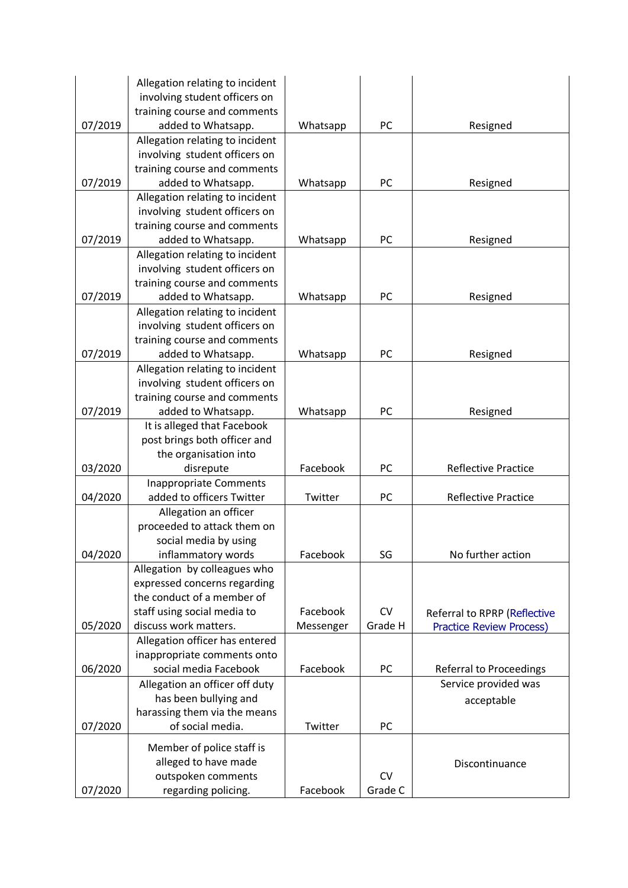| | | | | |
|---|---|---|---|---|
| 07/2019 | Allegation relating to incident involving student officers on training course and comments added to Whatsapp. | Whatsapp | PC | Resigned |
| 07/2019 | Allegation relating to incident involving student officers on training course and comments added to Whatsapp. | Whatsapp | PC | Resigned |
| 07/2019 | Allegation relating to incident involving student officers on training course and comments added to Whatsapp. | Whatsapp | PC | Resigned |
| 07/2019 | Allegation relating to incident involving student officers on training course and comments added to Whatsapp. | Whatsapp | PC | Resigned |
| 07/2019 | Allegation relating to incident involving student officers on training course and comments added to Whatsapp. | Whatsapp | PC | Resigned |
| 07/2019 | Allegation relating to incident involving student officers on training course and comments added to Whatsapp. | Whatsapp | PC | Resigned |
| 03/2020 | It is alleged that Facebook post brings both officer and the organisation into disrepute | Facebook | PC | Reflective Practice |
| 04/2020 | Inappropriate Comments added to officers Twitter | Twitter | PC | Reflective Practice |
| 04/2020 | Allegation an officer proceeded to attack them on social media by using inflammatory words | Facebook | SG | No further action |
| 05/2020 | Allegation by colleagues who expressed concerns regarding the conduct of a member of staff using social media to discuss work matters. | Facebook Messenger | CV Grade H | Referral to RPRP (Reflective Practice Review Process) |
| 06/2020 | Allegation officer has entered inappropriate comments onto social media Facebook | Facebook | PC | Referral to Proceedings |
| 07/2020 | Allegation an officer off duty has been bullying and harassing them via the means of social media. | Twitter | PC | Service provided was acceptable |
| 07/2020 | Member of police staff is alleged to have made outspoken comments regarding policing. | Facebook | CV Grade C | Discontinuance |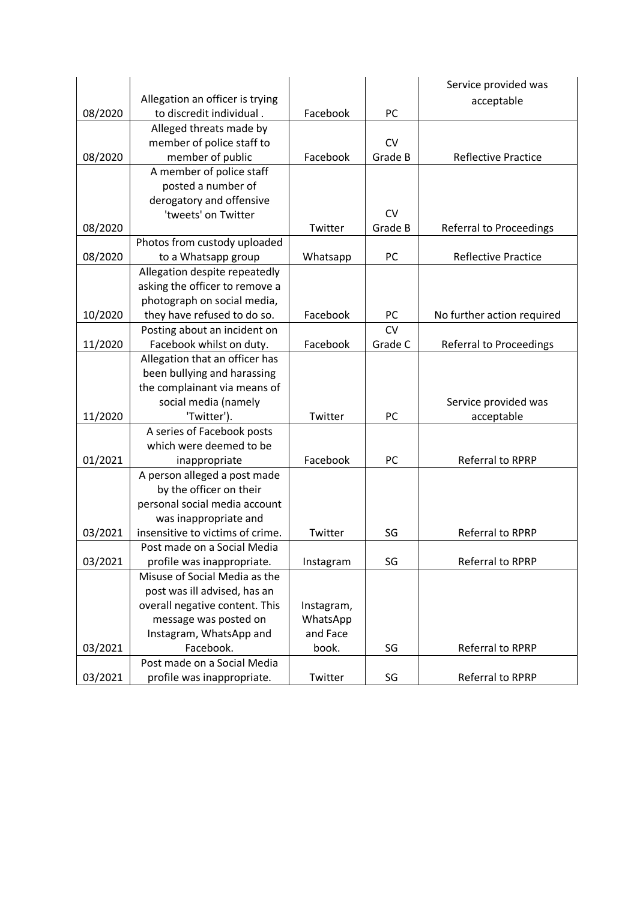| | | | | |
|---|---|---|---|---|
| 08/2020 | Allegation an officer is trying to discredit individual . | Facebook | PC | Service provided was acceptable |
| 08/2020 | Alleged threats made by member of police staff to member of public | Facebook | CV Grade B | Reflective Practice |
| 08/2020 | A member of police staff posted a number of derogatory and offensive 'tweets' on Twitter | Twitter | CV Grade B | Referral to Proceedings |
| 08/2020 | Photos from custody uploaded to a Whatsapp group | Whatsapp | PC | Reflective Practice |
| 10/2020 | Allegation despite repeatedly asking the officer to remove a photograph on social media, they have refused to do so. | Facebook | PC | No further action required |
| 11/2020 | Posting about an incident on Facebook whilst on duty. | Facebook | CV Grade C | Referral to Proceedings |
| 11/2020 | Allegation that an officer has been bullying and harassing the complainant via means of social media (namely 'Twitter'). | Twitter | PC | Service provided was acceptable |
| 01/2021 | A series of Facebook posts which were deemed to be inappropriate | Facebook | PC | Referral to RPRP |
| 03/2021 | A person alleged a post made by the officer on their personal social media account was inappropriate and insensitive to victims of crime. | Twitter | SG | Referral to RPRP |
| 03/2021 | Post made on a Social Media profile was inappropriate. | Instagram | SG | Referral to RPRP |
| 03/2021 | Misuse of Social Media as the post was ill advised, has an overall negative content. This message was posted on Instagram, WhatsApp and Facebook. | Instagram, WhatsApp and Face book. | SG | Referral to RPRP |
| 03/2021 | Post made on a Social Media profile was inappropriate. | Twitter | SG | Referral to RPRP |